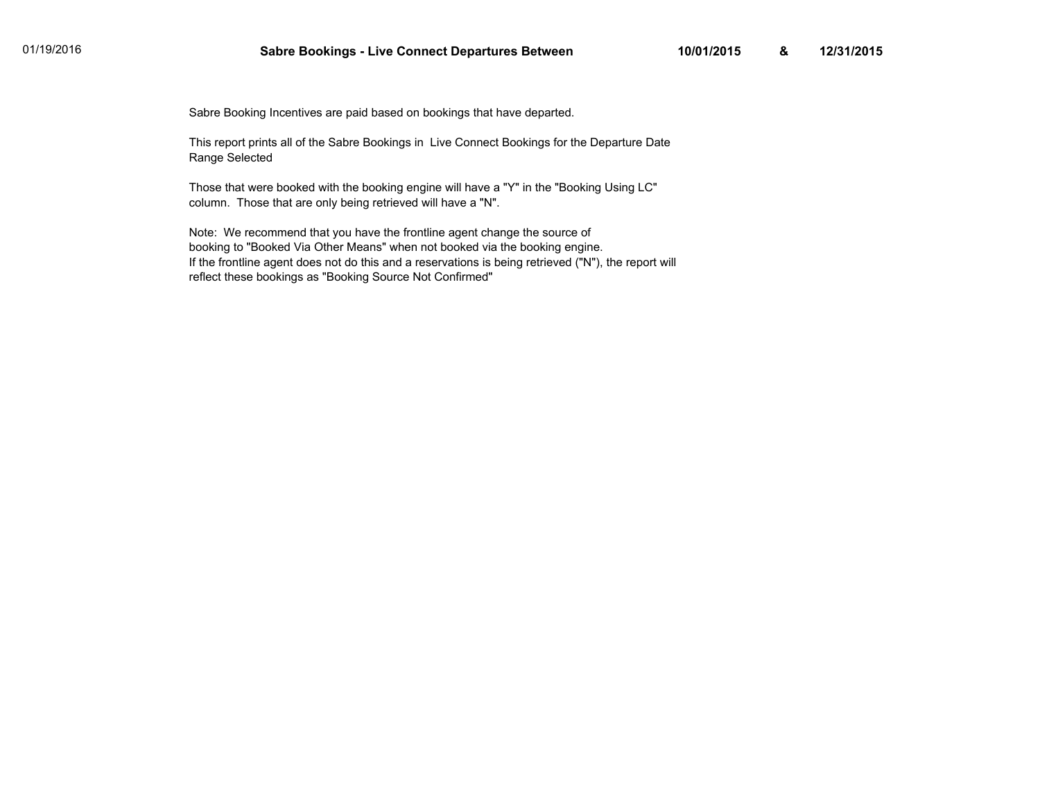01/19/2016

**Sabre Bookings - Live Connect Departures Between 10/01/2015 & 12/31/2015**

Sabre Booking Incentives are paid based on bookings that have departed.

This report prints all of the Sabre Bookings in Live Connect Bookings for the Departure Date Range Selected

Those that were booked with the booking engine will have a "Y" in the "Booking Using LC" column. Those that are only being retrieved will have a "N".

Note: We recommend that you have the frontline agent change the source of booking to "Booked Via Other Means" when not booked via the booking engine. If the frontline agent does not do this and a reservations is being retrieved ("N"), the report will reflect these bookings as "Booking Source Not Confirmed"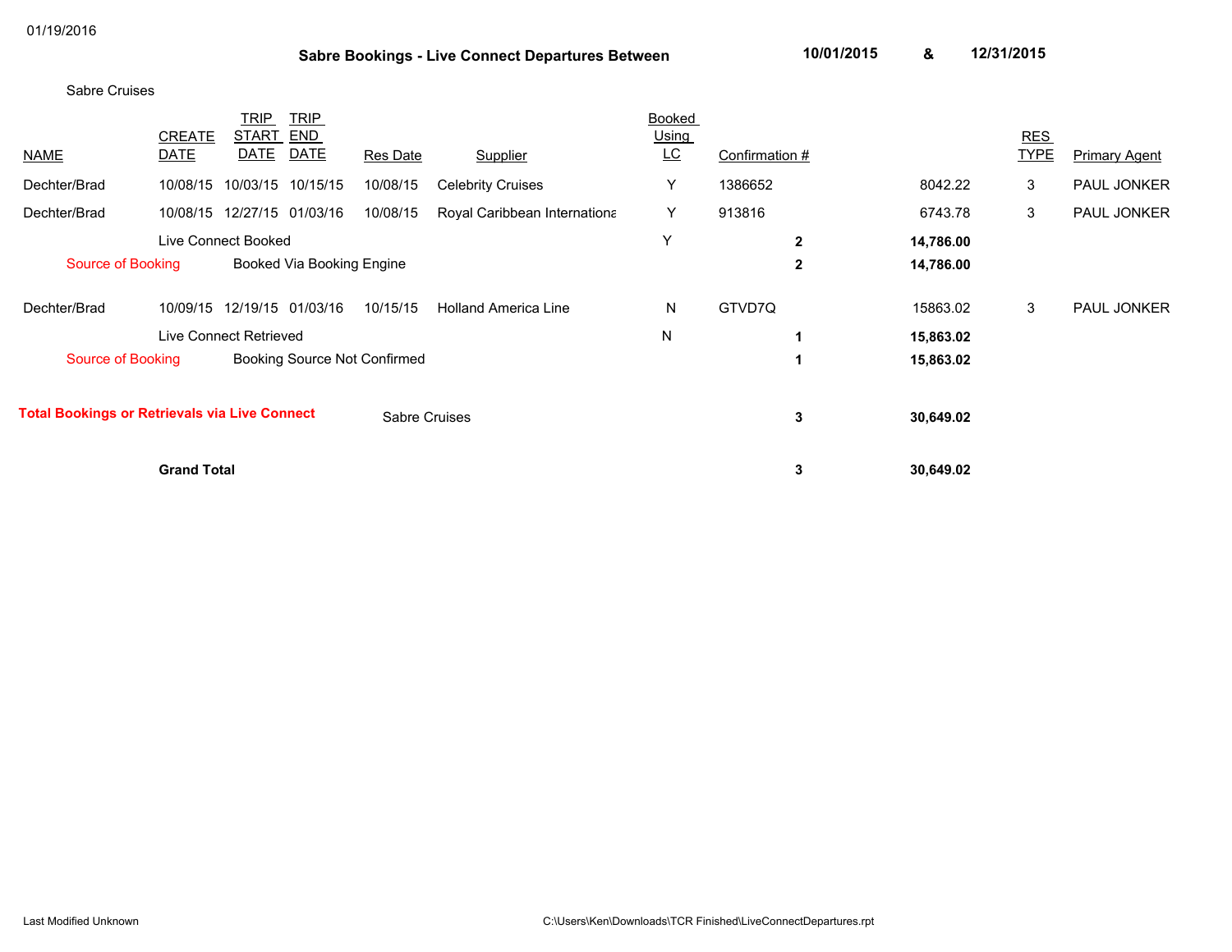01/19/2016

## Sabre Bookings - Live Connect Departures Between 10/01/2015 & 12/31/2015

Sabre Cruises

| NAME | CREATE DATE | TRIP START DATE | TRIP END DATE | Res Date | Supplier | Booked Using LC | Confirmation # | | | RES TYPE | Primary Agent |
|---|---|---|---|---|---|---|---|---|---|---|---|
| Dechter/Brad | 10/08/15 | 10/03/15 | 10/15/15 | 10/08/15 | Celebrity Cruises | Y | 1386652 | | 8042.22 | 3 | PAUL JONKER |
| Dechter/Brad | 10/08/15 | 12/27/15 | 01/03/16 | 10/08/15 | Royal Caribbean Internationa | Y | 913816 | | 6743.78 | 3 | PAUL JONKER |
| | Live Connect Booked | | | | | Y | | **2** | **14,786.00** | | |
| Source of Booking | Booked Via Booking Engine | | | | | | | **2** | **14,786.00** | | |
| Dechter/Brad | 10/09/15 | 12/19/15 | 01/03/16 | 10/15/15 | Holland America Line | N | GTVD7Q | | 15863.02 | 3 | PAUL JONKER |
| | Live Connect Retrieved | | | | | N | | **1** | **15,863.02** | | |
| Source of Booking | Booking Source Not Confirmed | | | | | | | **1** | **15,863.02** | | |
| **Total Bookings or Retrievals via Live Connect** | | | | | Sabre Cruises | | | **3** | **30,649.02** | | |
| | **Grand Total** | | | | | | | **3** | **30,649.02** | | |

Last Modified Unknown

C:\Users\Ken\Downloads\TCR Finished\LiveConnectDepartures.rpt